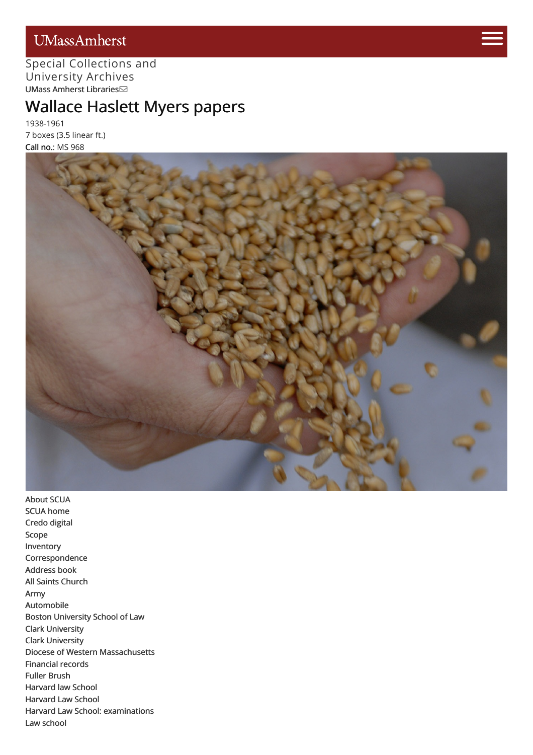UMassAmherst

Special Collections and University Archives

UMass Amherst Libraries

# Wallace Haslett Myers papers

1938-1961

7 boxes (3.5 linear ft.)

**Call no.**: MS 968

- About SCUA
- SCUA home
- Credo digital
- Scope
- Inventory
- Correspondence
- Address book
- All Saints Church
- Army
- Automobile
- Boston University School of Law
- Clark University
- Clark University
- Diocese of Western Massachusetts
- Financial records
- Fuller Brush
- Harvard law School
- Harvard Law School
- Harvard Law School: examinations
- Law school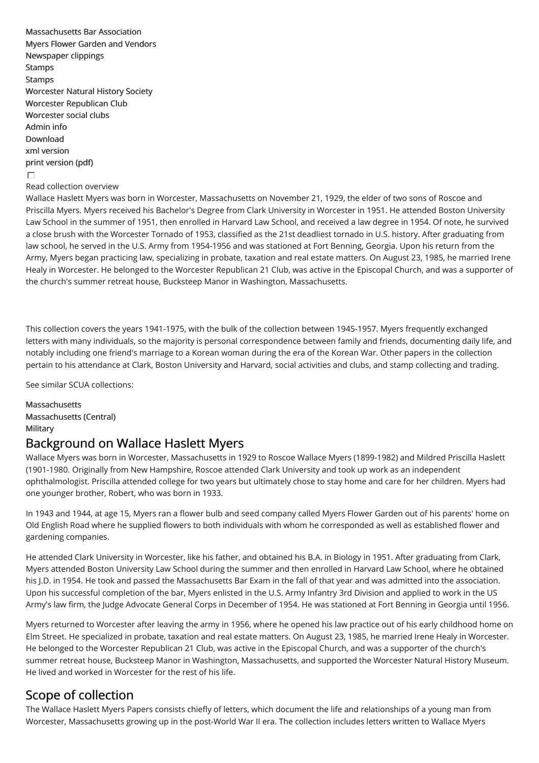Massachusetts Bar Association
Myers Flower Garden and Vendors
Newspaper clippings
Stamps
Stamps
Worcester Natural History Society
Worcester Republican Club
Worcester social clubs
Admin info
Download
xml version
print version (pdf)

Read collection overview

Wallace Haslett Myers was born in Worcester, Massachusetts on November 21, 1929, the elder of two sons of Roscoe and Priscilla Myers. Myers received his Bachelor's Degree from Clark University in Worcester in 1951. He attended Boston University Law School in the summer of 1951, then enrolled in Harvard Law School, and received a law degree in 1954. Of note, he survived a close brush with the Worcester Tornado of 1953, classified as the 21st deadliest tornado in U.S. history. After graduating from law school, he served in the U.S. Army from 1954-1956 and was stationed at Fort Benning, Georgia. Upon his return from the Army, Myers began practicing law, specializing in probate, taxation and real estate matters. On August 23, 1985, he married Irene Healy in Worcester. He belonged to the Worcester Republican 21 Club, was active in the Episcopal Church, and was a supporter of the church's summer retreat house, Bucksteep Manor in Washington, Massachusetts.

This collection covers the years 1941-1975, with the bulk of the collection between 1945-1957. Myers frequently exchanged letters with many individuals, so the majority is personal correspondence between family and friends, documenting daily life, and notably including one friend's marriage to a Korean woman during the era of the Korean War. Other papers in the collection pertain to his attendance at Clark, Boston University and Harvard, social activities and clubs, and stamp collecting and trading.

See similar SCUA collections:

Massachusetts
Massachusetts (Central)
Military

## Background on Wallace Haslett Myers

Wallace Myers was born in Worcester, Massachusetts in 1929 to Roscoe Wallace Myers (1899-1982) and Mildred Priscilla Haslett (1901-1980. Originally from New Hampshire, Roscoe attended Clark University and took up work as an independent ophthalmologist. Priscilla attended college for two years but ultimately chose to stay home and care for her children. Myers had one younger brother, Robert, who was born in 1933.

In 1943 and 1944, at age 15, Myers ran a flower bulb and seed company called Myers Flower Garden out of his parents' home on Old English Road where he supplied flowers to both individuals with whom he corresponded as well as established flower and gardening companies.

He attended Clark University in Worcester, like his father, and obtained his B.A. in Biology in 1951. After graduating from Clark, Myers attended Boston University Law School during the summer and then enrolled in Harvard Law School, where he obtained his J.D. in 1954. He took and passed the Massachusetts Bar Exam in the fall of that year and was admitted into the association. Upon his successful completion of the bar, Myers enlisted in the U.S. Army Infantry 3rd Division and applied to work in the US Army's law firm, the Judge Advocate General Corps in December of 1954. He was stationed at Fort Benning in Georgia until 1956.

Myers returned to Worcester after leaving the army in 1956, where he opened his law practice out of his early childhood home on Elm Street. He specialized in probate, taxation and real estate matters. On August 23, 1985, he married Irene Healy in Worcester. He belonged to the Worcester Republican 21 Club, was active in the Episcopal Church, and was a supporter of the church's summer retreat house, Bucksteep Manor in Washington, Massachusetts, and supported the Worcester Natural History Museum. He lived and worked in Worcester for the rest of his life.

## Scope of collection

The Wallace Haslett Myers Papers consists chiefly of letters, which document the life and relationships of a young man from Worcester, Massachusetts growing up in the post-World War II era. The collection includes letters written to Wallace Myers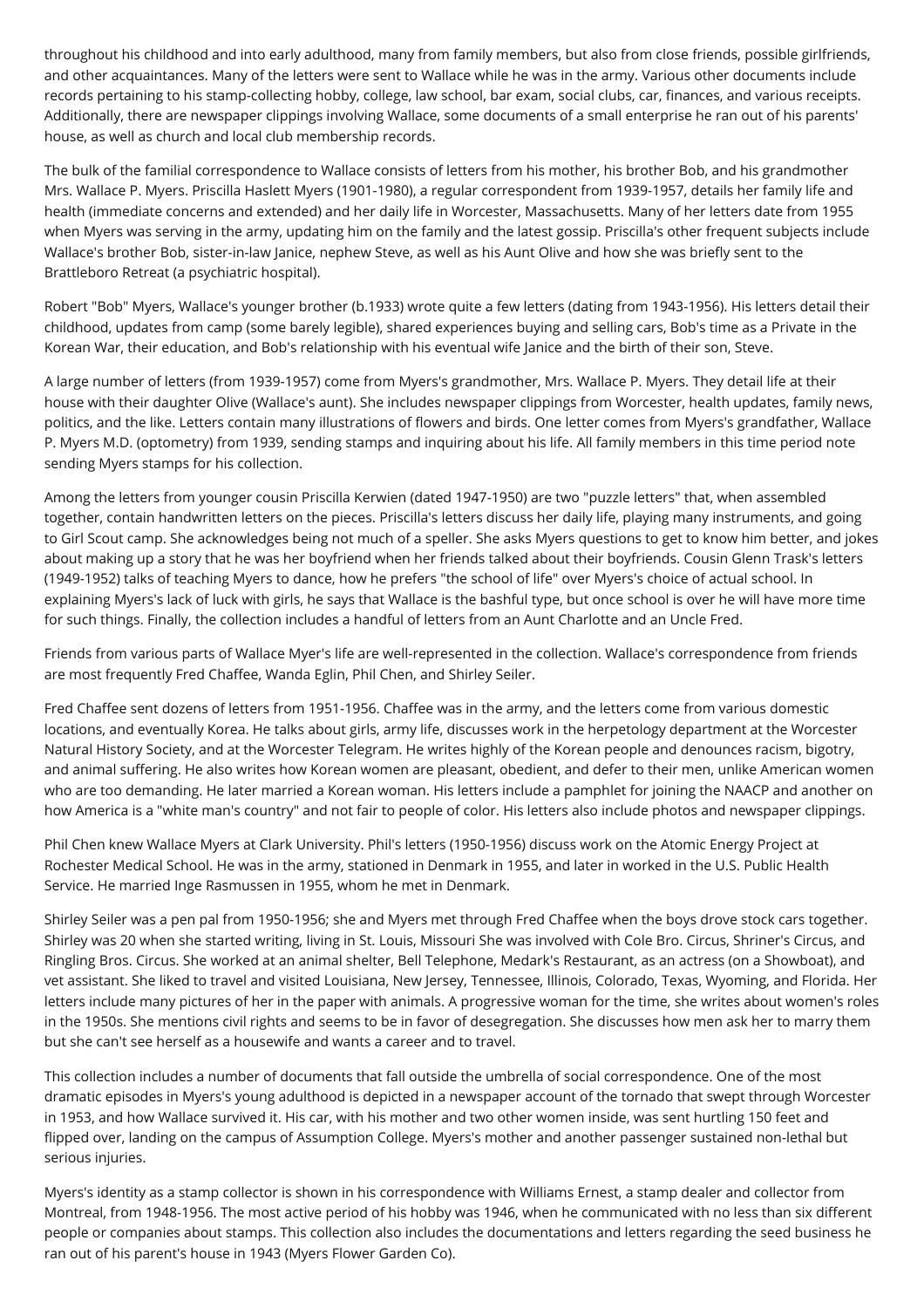throughout his childhood and into early adulthood, many from family members, but also from close friends, possible girlfriends, and other acquaintances. Many of the letters were sent to Wallace while he was in the army. Various other documents include records pertaining to his stamp-collecting hobby, college, law school, bar exam, social clubs, car, finances, and various receipts. Additionally, there are newspaper clippings involving Wallace, some documents of a small enterprise he ran out of his parents' house, as well as church and local club membership records.

The bulk of the familial correspondence to Wallace consists of letters from his mother, his brother Bob, and his grandmother Mrs. Wallace P. Myers. Priscilla Haslett Myers (1901-1980), a regular correspondent from 1939-1957, details her family life and health (immediate concerns and extended) and her daily life in Worcester, Massachusetts. Many of her letters date from 1955 when Myers was serving in the army, updating him on the family and the latest gossip. Priscilla's other frequent subjects include Wallace's brother Bob, sister-in-law Janice, nephew Steve, as well as his Aunt Olive and how she was briefly sent to the Brattleboro Retreat (a psychiatric hospital).

Robert "Bob" Myers, Wallace's younger brother (b.1933) wrote quite a few letters (dating from 1943-1956). His letters detail their childhood, updates from camp (some barely legible), shared experiences buying and selling cars, Bob's time as a Private in the Korean War, their education, and Bob's relationship with his eventual wife Janice and the birth of their son, Steve.

A large number of letters (from 1939-1957) come from Myers's grandmother, Mrs. Wallace P. Myers. They detail life at their house with their daughter Olive (Wallace's aunt). She includes newspaper clippings from Worcester, health updates, family news, politics, and the like. Letters contain many illustrations of flowers and birds. One letter comes from Myers's grandfather, Wallace P. Myers M.D. (optometry) from 1939, sending stamps and inquiring about his life. All family members in this time period note sending Myers stamps for his collection.

Among the letters from younger cousin Priscilla Kerwien (dated 1947-1950) are two "puzzle letters" that, when assembled together, contain handwritten letters on the pieces. Priscilla's letters discuss her daily life, playing many instruments, and going to Girl Scout camp. She acknowledges being not much of a speller. She asks Myers questions to get to know him better, and jokes about making up a story that he was her boyfriend when her friends talked about their boyfriends. Cousin Glenn Trask's letters (1949-1952) talks of teaching Myers to dance, how he prefers "the school of life" over Myers's choice of actual school. In explaining Myers's lack of luck with girls, he says that Wallace is the bashful type, but once school is over he will have more time for such things. Finally, the collection includes a handful of letters from an Aunt Charlotte and an Uncle Fred.

Friends from various parts of Wallace Myer's life are well-represented in the collection. Wallace's correspondence from friends are most frequently Fred Chaffee, Wanda Eglin, Phil Chen, and Shirley Seiler.

Fred Chaffee sent dozens of letters from 1951-1956. Chaffee was in the army, and the letters come from various domestic locations, and eventually Korea. He talks about girls, army life, discusses work in the herpetology department at the Worcester Natural History Society, and at the Worcester Telegram. He writes highly of the Korean people and denounces racism, bigotry, and animal suffering. He also writes how Korean women are pleasant, obedient, and defer to their men, unlike American women who are too demanding. He later married a Korean woman. His letters include a pamphlet for joining the NAACP and another on how America is a "white man's country" and not fair to people of color. His letters also include photos and newspaper clippings.

Phil Chen knew Wallace Myers at Clark University. Phil's letters (1950-1956) discuss work on the Atomic Energy Project at Rochester Medical School. He was in the army, stationed in Denmark in 1955, and later in worked in the U.S. Public Health Service. He married Inge Rasmussen in 1955, whom he met in Denmark.

Shirley Seiler was a pen pal from 1950-1956; she and Myers met through Fred Chaffee when the boys drove stock cars together. Shirley was 20 when she started writing, living in St. Louis, Missouri She was involved with Cole Bro. Circus, Shriner's Circus, and Ringling Bros. Circus. She worked at an animal shelter, Bell Telephone, Medark's Restaurant, as an actress (on a Showboat), and vet assistant. She liked to travel and visited Louisiana, New Jersey, Tennessee, Illinois, Colorado, Texas, Wyoming, and Florida. Her letters include many pictures of her in the paper with animals. A progressive woman for the time, she writes about women's roles in the 1950s. She mentions civil rights and seems to be in favor of desegregation. She discusses how men ask her to marry them but she can't see herself as a housewife and wants a career and to travel.

This collection includes a number of documents that fall outside the umbrella of social correspondence. One of the most dramatic episodes in Myers's young adulthood is depicted in a newspaper account of the tornado that swept through Worcester in 1953, and how Wallace survived it. His car, with his mother and two other women inside, was sent hurtling 150 feet and flipped over, landing on the campus of Assumption College. Myers's mother and another passenger sustained non-lethal but serious injuries.

Myers's identity as a stamp collector is shown in his correspondence with Williams Ernest, a stamp dealer and collector from Montreal, from 1948-1956. The most active period of his hobby was 1946, when he communicated with no less than six different people or companies about stamps. This collection also includes the documentations and letters regarding the seed business he ran out of his parent's house in 1943 (Myers Flower Garden Co).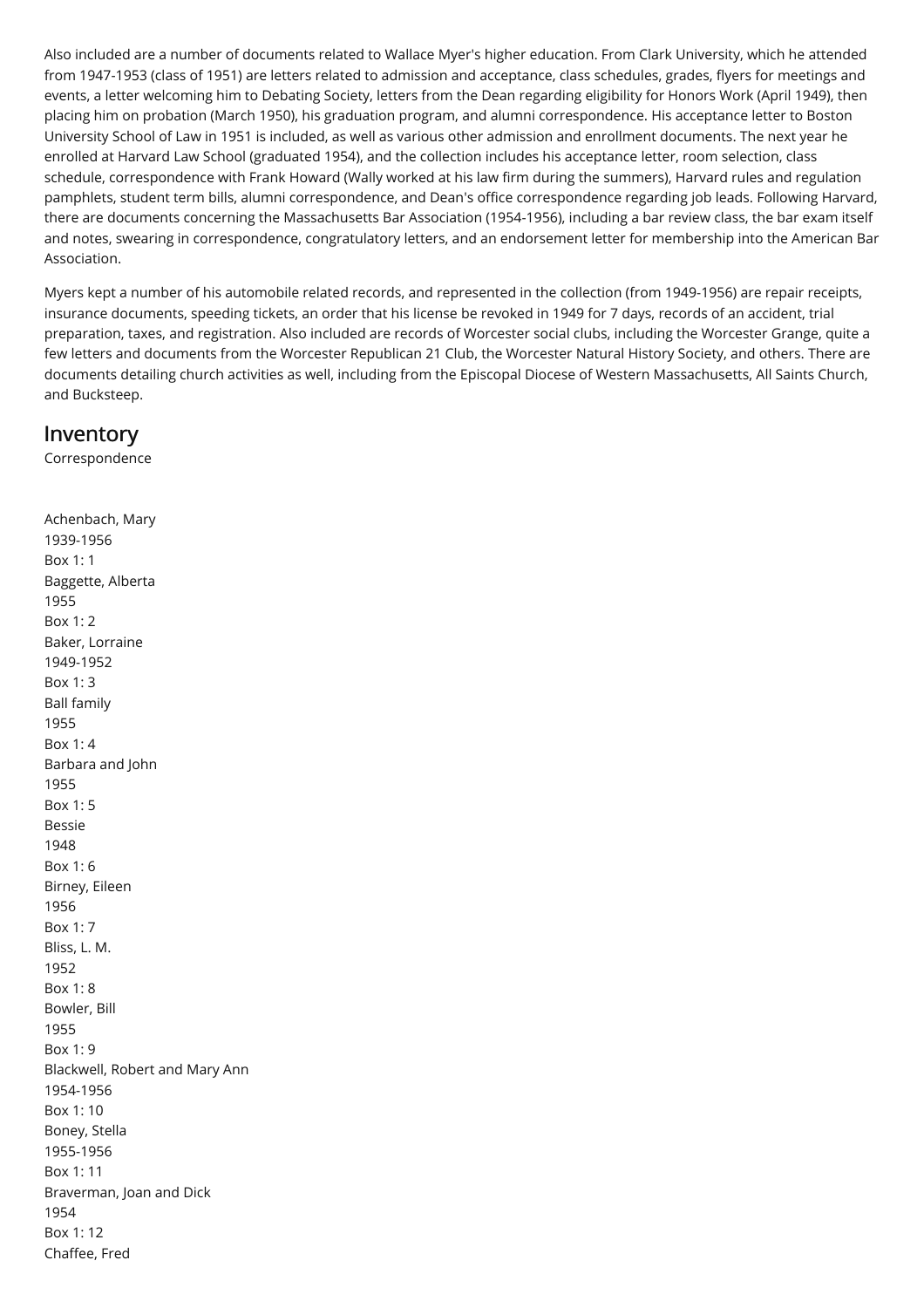Also included are a number of documents related to Wallace Myer's higher education. From Clark University, which he attended from 1947-1953 (class of 1951) are letters related to admission and acceptance, class schedules, grades, flyers for meetings and events, a letter welcoming him to Debating Society, letters from the Dean regarding eligibility for Honors Work (April 1949), then placing him on probation (March 1950), his graduation program, and alumni correspondence. His acceptance letter to Boston University School of Law in 1951 is included, as well as various other admission and enrollment documents. The next year he enrolled at Harvard Law School (graduated 1954), and the collection includes his acceptance letter, room selection, class schedule, correspondence with Frank Howard (Wally worked at his law firm during the summers), Harvard rules and regulation pamphlets, student term bills, alumni correspondence, and Dean's office correspondence regarding job leads. Following Harvard, there are documents concerning the Massachusetts Bar Association (1954-1956), including a bar review class, the bar exam itself and notes, swearing in correspondence, congratulatory letters, and an endorsement letter for membership into the American Bar Association.

Myers kept a number of his automobile related records, and represented in the collection (from 1949-1956) are repair receipts, insurance documents, speeding tickets, an order that his license be revoked in 1949 for 7 days, records of an accident, trial preparation, taxes, and registration. Also included are records of Worcester social clubs, including the Worcester Grange, quite a few letters and documents from the Worcester Republican 21 Club, the Worcester Natural History Society, and others. There are documents detailing church activities as well, including from the Episcopal Diocese of Western Massachusetts, All Saints Church, and Bucksteep.

## Inventory

Correspondence

Achenbach, Mary
1939-1956
Box 1: 1

Baggette, Alberta
1955
Box 1: 2

Baker, Lorraine
1949-1952
Box 1: 3

Ball family
1955
Box 1: 4

Barbara and John
1955
Box 1: 5

Bessie
1948
Box 1: 6

Birney, Eileen
1956
Box 1: 7

Bliss, L. M.
1952
Box 1: 8

Bowler, Bill
1955
Box 1: 9

Blackwell, Robert and Mary Ann
1954-1956
Box 1: 10

Boney, Stella
1955-1956
Box 1: 11

Braverman, Joan and Dick
1954
Box 1: 12

Chaffee, Fred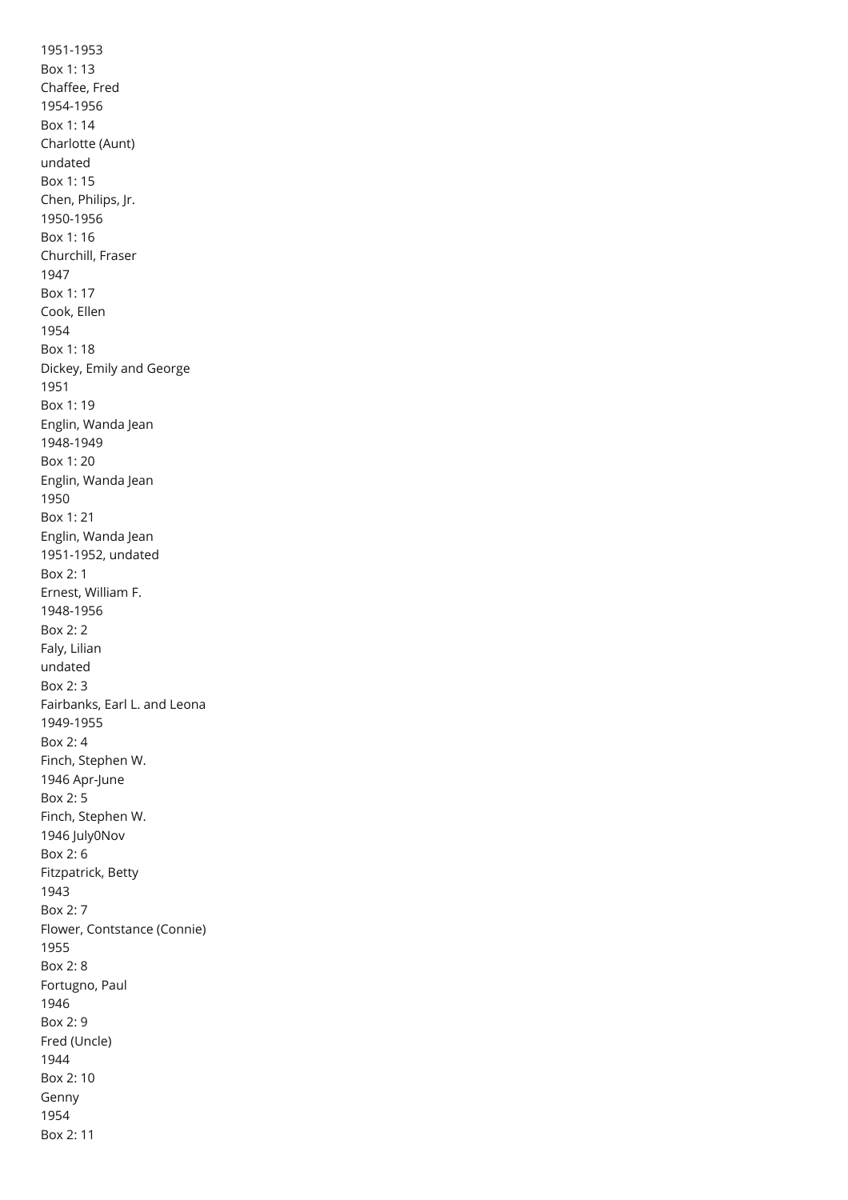1951-1953

Box 1: 13

Chaffee, Fred

1954-1956

Box 1: 14

Charlotte (Aunt)

undated

Box 1: 15

Chen, Philips, Jr.

1950-1956

Box 1: 16

Churchill, Fraser

1947

Box 1: 17

Cook, Ellen

1954

Box 1: 18

Dickey, Emily and George

1951

Box 1: 19

Englin, Wanda Jean

1948-1949

Box 1: 20

Englin, Wanda Jean

1950

Box 1: 21

Englin, Wanda Jean

1951-1952, undated

Box 2: 1

Ernest, William F.

1948-1956

Box 2: 2

Faly, Lilian

undated

Box 2: 3

Fairbanks, Earl L. and Leona

1949-1955

Box 2: 4

Finch, Stephen W.

1946 Apr-June

Box 2: 5

Finch, Stephen W.

1946 July0Nov

Box 2: 6

Fitzpatrick, Betty

1943

Box 2: 7

Flower, Contstance (Connie)

1955

Box 2: 8

Fortugno, Paul

1946

Box 2: 9

Fred (Uncle)

1944

Box 2: 10

Genny

1954

Box 2: 11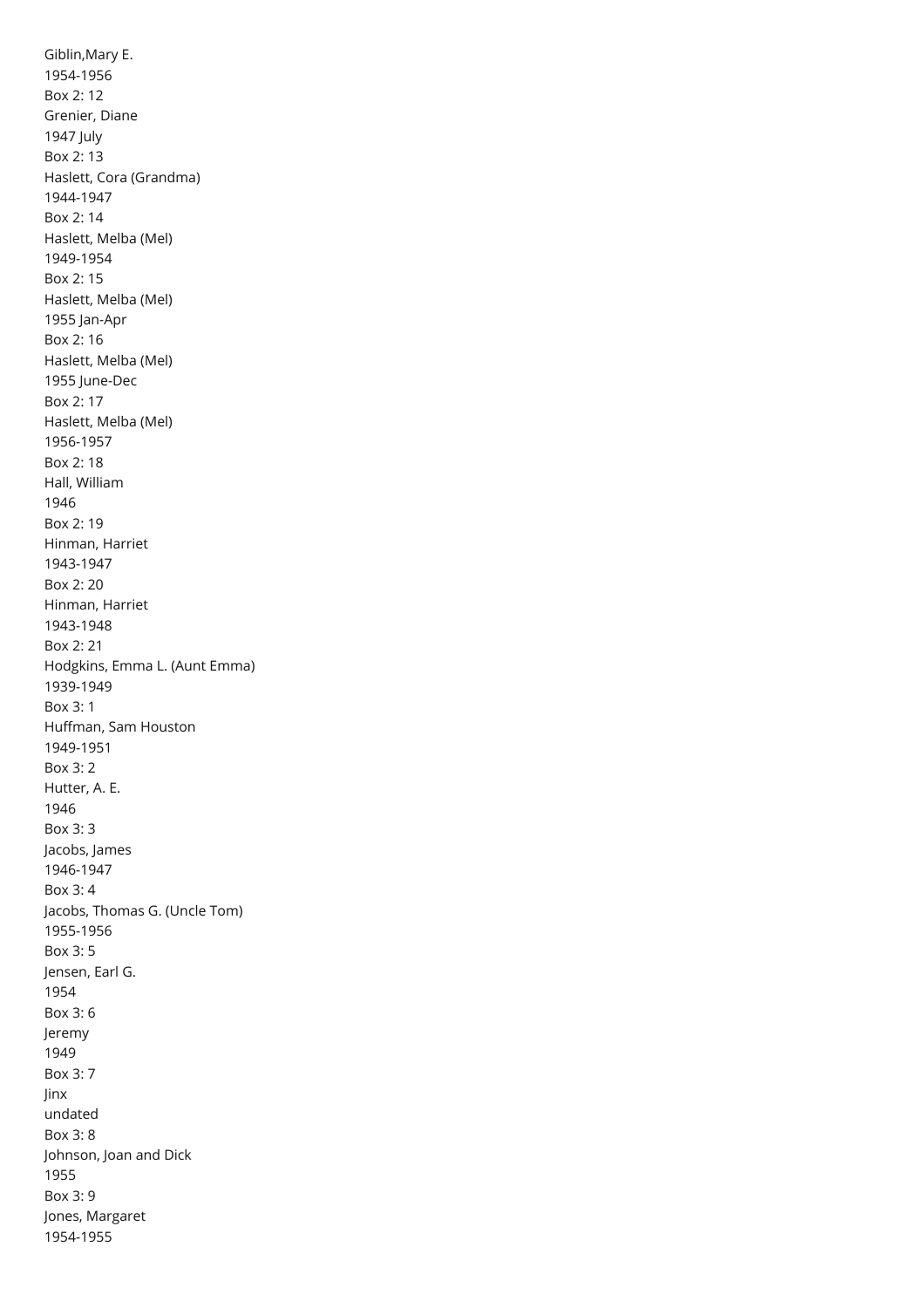Giblin,Mary E.
1954-1956
Box 2: 12
Grenier, Diane
1947 July
Box 2: 13
Haslett, Cora (Grandma)
1944-1947
Box 2: 14
Haslett, Melba (Mel)
1949-1954
Box 2: 15
Haslett, Melba (Mel)
1955 Jan-Apr
Box 2: 16
Haslett, Melba (Mel)
1955 June-Dec
Box 2: 17
Haslett, Melba (Mel)
1956-1957
Box 2: 18
Hall, William
1946
Box 2: 19
Hinman, Harriet
1943-1947
Box 2: 20
Hinman, Harriet
1943-1948
Box 2: 21
Hodgkins, Emma L. (Aunt Emma)
1939-1949
Box 3: 1
Huffman, Sam Houston
1949-1951
Box 3: 2
Hutter, A. E.
1946
Box 3: 3
Jacobs, James
1946-1947
Box 3: 4
Jacobs, Thomas G. (Uncle Tom)
1955-1956
Box 3: 5
Jensen, Earl G.
1954
Box 3: 6
Jeremy
1949
Box 3: 7
Jinx
undated
Box 3: 8
Johnson, Joan and Dick
1955
Box 3: 9
Jones, Margaret
1954-1955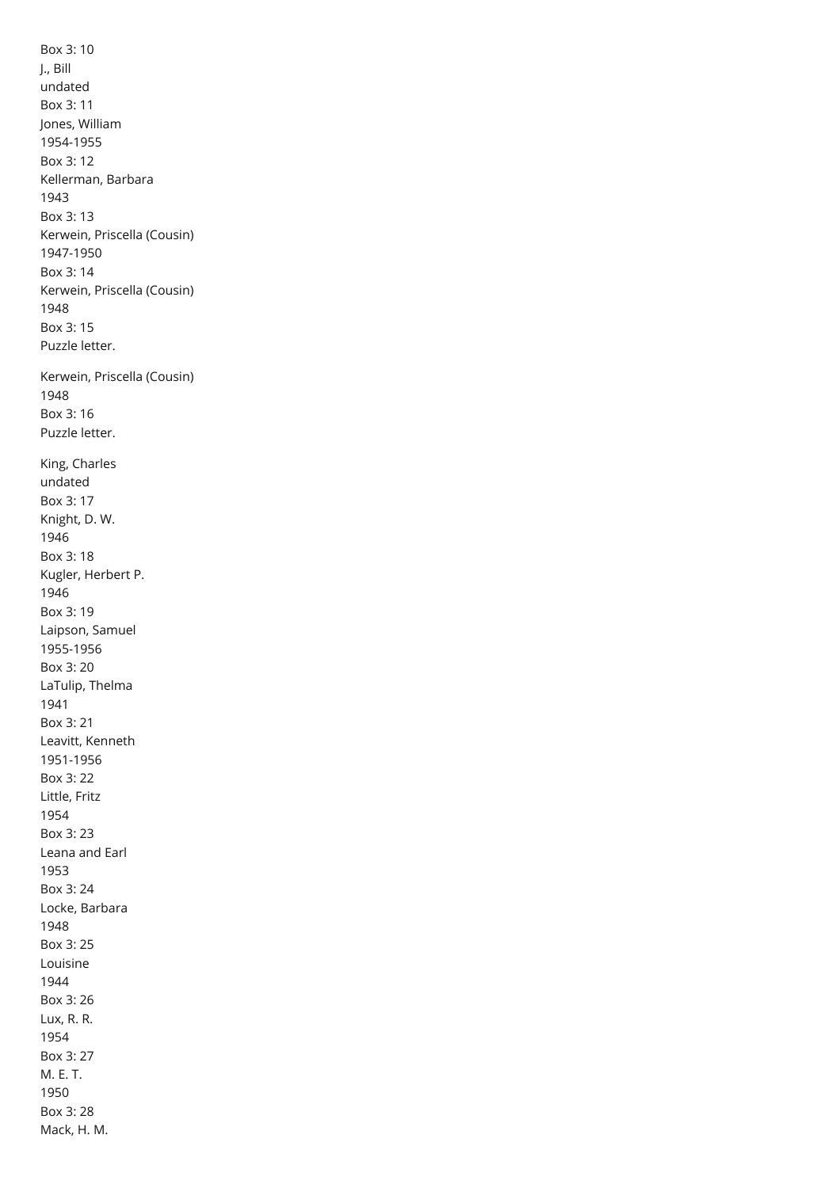Box 3: 10
J., Bill
undated
Box 3: 11
Jones, William
1954-1955
Box 3: 12
Kellerman, Barbara
1943
Box 3: 13
Kerwein, Priscella (Cousin)
1947-1950
Box 3: 14
Kerwein, Priscella (Cousin)
1948
Box 3: 15
Puzzle letter.

Kerwein, Priscella (Cousin)
1948
Box 3: 16
Puzzle letter.

King, Charles
undated
Box 3: 17
Knight, D. W.
1946
Box 3: 18
Kugler, Herbert P.
1946
Box 3: 19
Laipson, Samuel
1955-1956
Box 3: 20
LaTulip, Thelma
1941
Box 3: 21
Leavitt, Kenneth
1951-1956
Box 3: 22
Little, Fritz
1954
Box 3: 23
Leana and Earl
1953
Box 3: 24
Locke, Barbara
1948
Box 3: 25
Louisine
1944
Box 3: 26
Lux, R. R.
1954
Box 3: 27
M. E. T.
1950
Box 3: 28
Mack, H. M.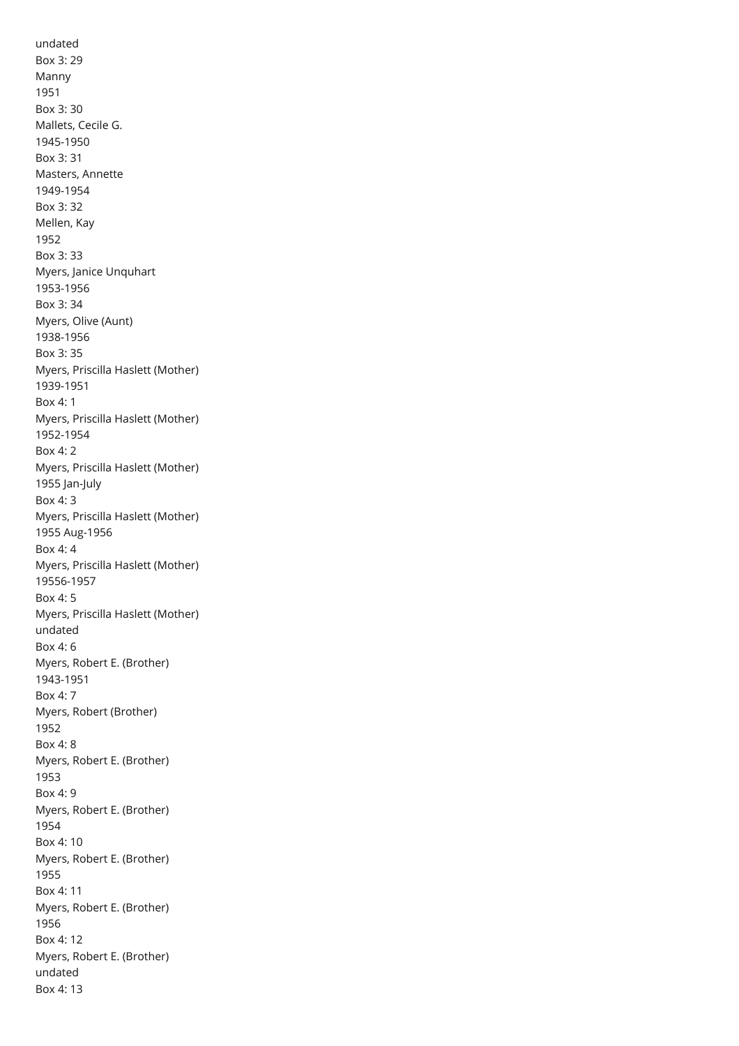undated
Box 3: 29
Manny
1951
Box 3: 30
Mallets, Cecile G.
1945-1950
Box 3: 31
Masters, Annette
1949-1954
Box 3: 32
Mellen, Kay
1952
Box 3: 33
Myers, Janice Unquhart
1953-1956
Box 3: 34
Myers, Olive (Aunt)
1938-1956
Box 3: 35
Myers, Priscilla Haslett (Mother)
1939-1951
Box 4: 1
Myers, Priscilla Haslett (Mother)
1952-1954
Box 4: 2
Myers, Priscilla Haslett (Mother)
1955 Jan-July
Box 4: 3
Myers, Priscilla Haslett (Mother)
1955 Aug-1956
Box 4: 4
Myers, Priscilla Haslett (Mother)
19556-1957
Box 4: 5
Myers, Priscilla Haslett (Mother)
undated
Box 4: 6
Myers, Robert E. (Brother)
1943-1951
Box 4: 7
Myers, Robert (Brother)
1952
Box 4: 8
Myers, Robert E. (Brother)
1953
Box 4: 9
Myers, Robert E. (Brother)
1954
Box 4: 10
Myers, Robert E. (Brother)
1955
Box 4: 11
Myers, Robert E. (Brother)
1956
Box 4: 12
Myers, Robert E. (Brother)
undated
Box 4: 13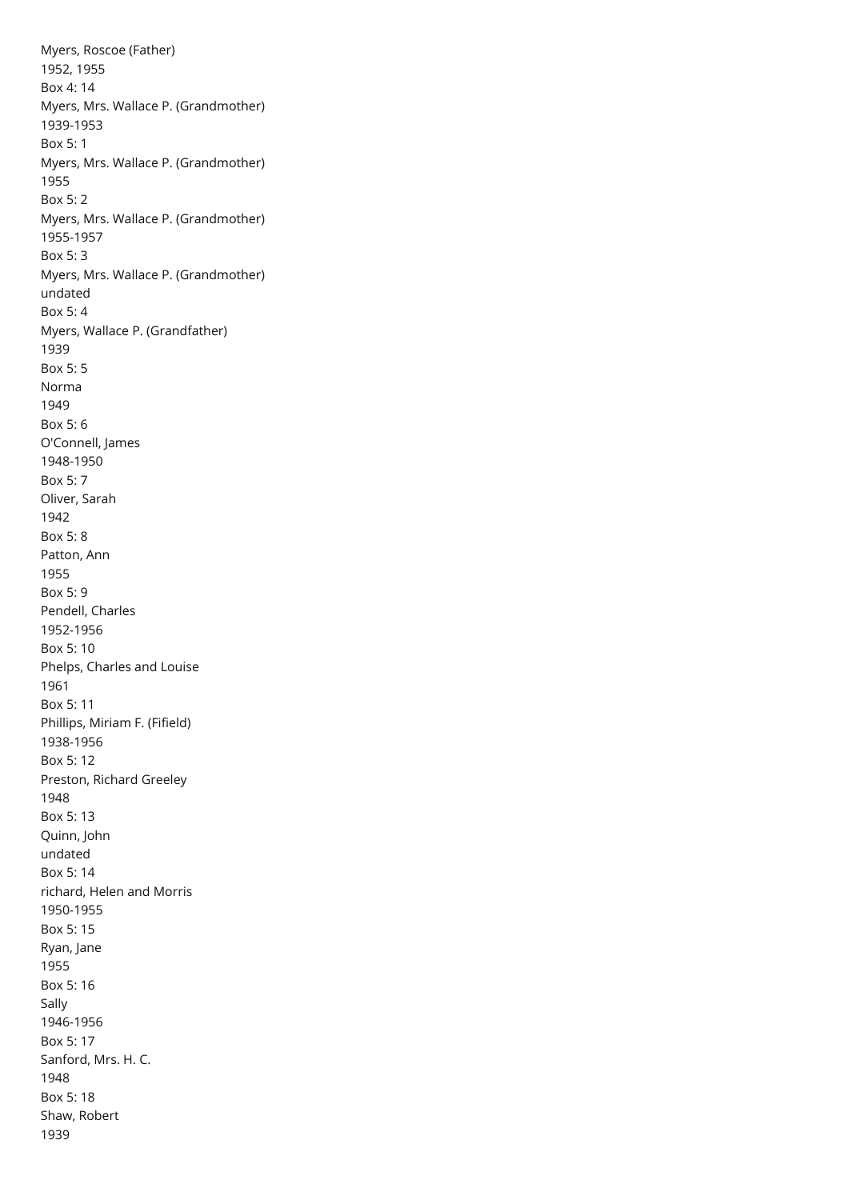Myers, Roscoe (Father)
1952, 1955
Box 4: 14
Myers, Mrs. Wallace P. (Grandmother)
1939-1953
Box 5: 1
Myers, Mrs. Wallace P. (Grandmother)
1955
Box 5: 2
Myers, Mrs. Wallace P. (Grandmother)
1955-1957
Box 5: 3
Myers, Mrs. Wallace P. (Grandmother)
undated
Box 5: 4
Myers, Wallace P. (Grandfather)
1939
Box 5: 5
Norma
1949
Box 5: 6
O'Connell, James
1948-1950
Box 5: 7
Oliver, Sarah
1942
Box 5: 8
Patton, Ann
1955
Box 5: 9
Pendell, Charles
1952-1956
Box 5: 10
Phelps, Charles and Louise
1961
Box 5: 11
Phillips, Miriam F. (Fifield)
1938-1956
Box 5: 12
Preston, Richard Greeley
1948
Box 5: 13
Quinn, John
undated
Box 5: 14
richard, Helen and Morris
1950-1955
Box 5: 15
Ryan, Jane
1955
Box 5: 16
Sally
1946-1956
Box 5: 17
Sanford, Mrs. H. C.
1948
Box 5: 18
Shaw, Robert
1939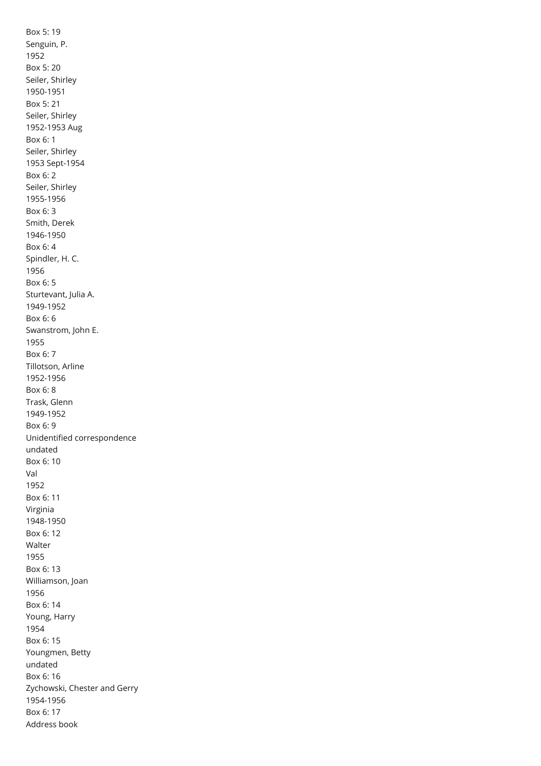Box 5: 19
Senguin, P.
1952

Box 5: 20
Seiler, Shirley
1950-1951

Box 5: 21
Seiler, Shirley
1952-1953 Aug

Box 6: 1
Seiler, Shirley
1953 Sept-1954

Box 6: 2
Seiler, Shirley
1955-1956

Box 6: 3
Smith, Derek
1946-1950

Box 6: 4
Spindler, H. C.
1956

Box 6: 5
Sturtevant, Julia A.
1949-1952

Box 6: 6
Swanstrom, John E.
1955

Box 6: 7
Tillotson, Arline
1952-1956

Box 6: 8
Trask, Glenn
1949-1952

Box 6: 9
Unidentified correspondence
undated

Box 6: 10
Val
1952

Box 6: 11
Virginia
1948-1950

Box 6: 12
Walter
1955

Box 6: 13
Williamson, Joan
1956

Box 6: 14
Young, Harry
1954

Box 6: 15
Youngmen, Betty
undated

Box 6: 16
Zychowski, Chester and Gerry
1954-1956

Box 6: 17
Address book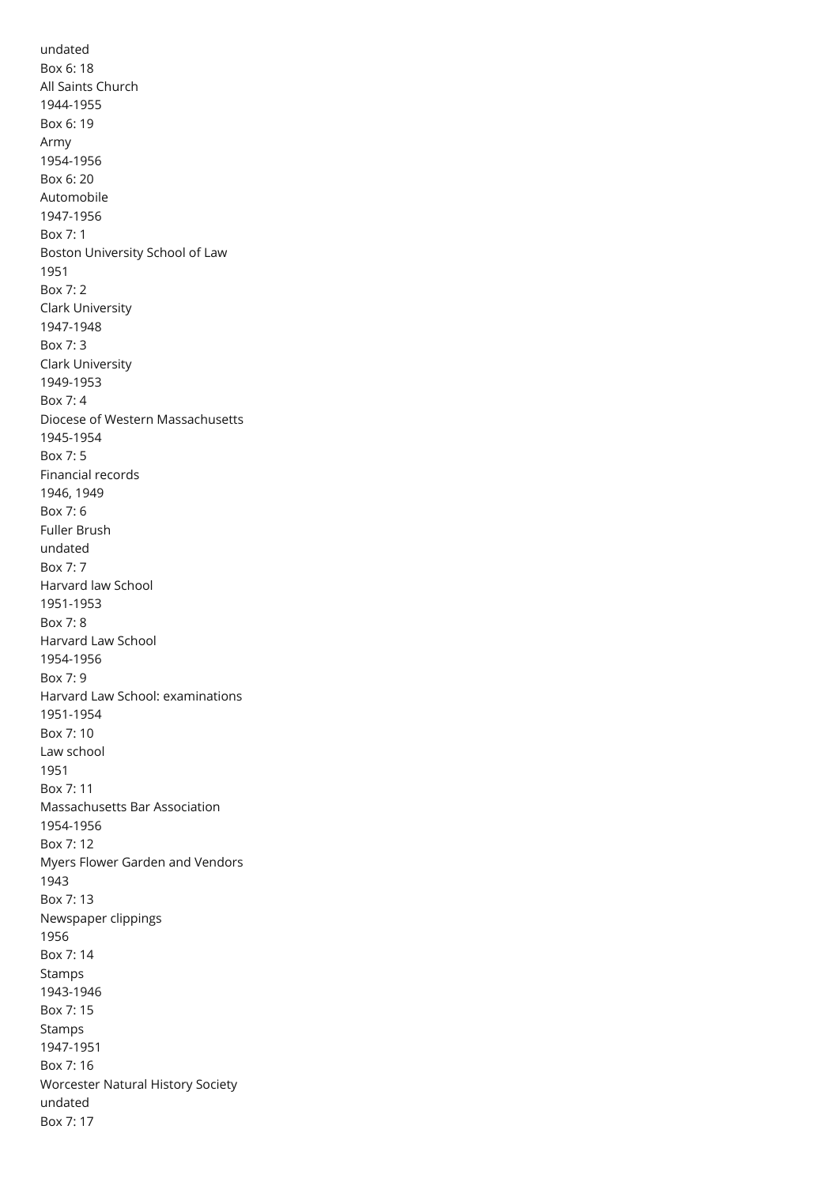undated

Box 6: 18

All Saints Church

1944-1955

Box 6: 19

Army

1954-1956

Box 6: 20

Automobile

1947-1956

Box 7: 1

Boston University School of Law

1951

Box 7: 2

Clark University

1947-1948

Box 7: 3

Clark University

1949-1953

Box 7: 4

Diocese of Western Massachusetts

1945-1954

Box 7: 5

Financial records

1946, 1949

Box 7: 6

Fuller Brush

undated

Box 7: 7

Harvard law School

1951-1953

Box 7: 8

Harvard Law School

1954-1956

Box 7: 9

Harvard Law School: examinations

1951-1954

Box 7: 10

Law school

1951

Box 7: 11

Massachusetts Bar Association

1954-1956

Box 7: 12

Myers Flower Garden and Vendors

1943

Box 7: 13

Newspaper clippings

1956

Box 7: 14

Stamps

1943-1946

Box 7: 15

Stamps

1947-1951

Box 7: 16

Worcester Natural History Society

undated

Box 7: 17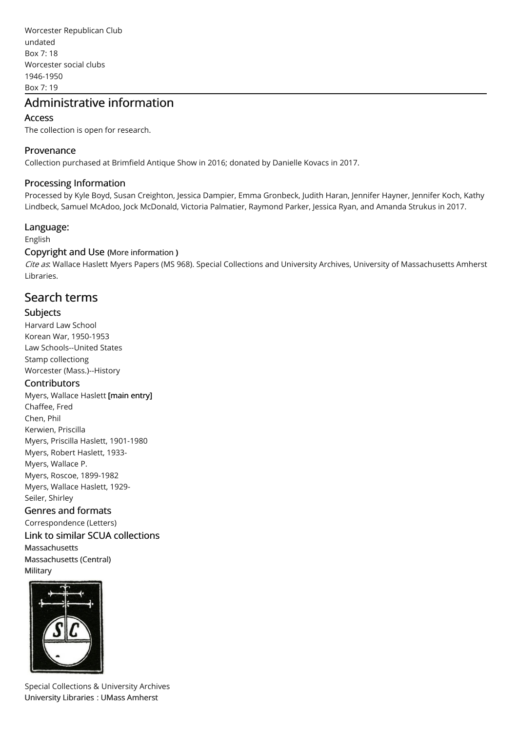Worcester Republican Club
undated
Box 7: 18
Worcester social clubs
1946-1950
Box 7: 19

## Administrative information

### Access

The collection is open for research.

### Provenance

Collection purchased at Brimfield Antique Show in 2016; donated by Danielle Kovacs in 2017.

### Processing Information

Processed by Kyle Boyd, Susan Creighton, Jessica Dampier, Emma Gronbeck, Judith Haran, Jennifer Hayner, Jennifer Koch, Kathy Lindbeck, Samuel McAdoo, Jock McDonald, Victoria Palmatier, Raymond Parker, Jessica Ryan, and Amanda Strukus in 2017.

### Language:

English

### Copyright and Use (More information )

*Cite as*: Wallace Haslett Myers Papers (MS 968). Special Collections and University Archives, University of Massachusetts Amherst Libraries.

## Search terms

### Subjects

Harvard Law School
Korean War, 1950-1953
Law Schools--United States
Stamp collectiong
Worcester (Mass.)--History

### Contributors

Myers, Wallace Haslett **[main entry]**
Chaffee, Fred
Chen, Phil
Kerwien, Priscilla
Myers, Priscilla Haslett, 1901-1980
Myers, Robert Haslett, 1933-
Myers, Wallace P.
Myers, Roscoe, 1899-1982
Myers, Wallace Haslett, 1929-
Seiler, Shirley

### Genres and formats

Correspondence (Letters)

### Link to similar SCUA collections

Massachusetts
Massachusetts (Central)
Military

Special Collections & University Archives
University Libraries : UMass Amherst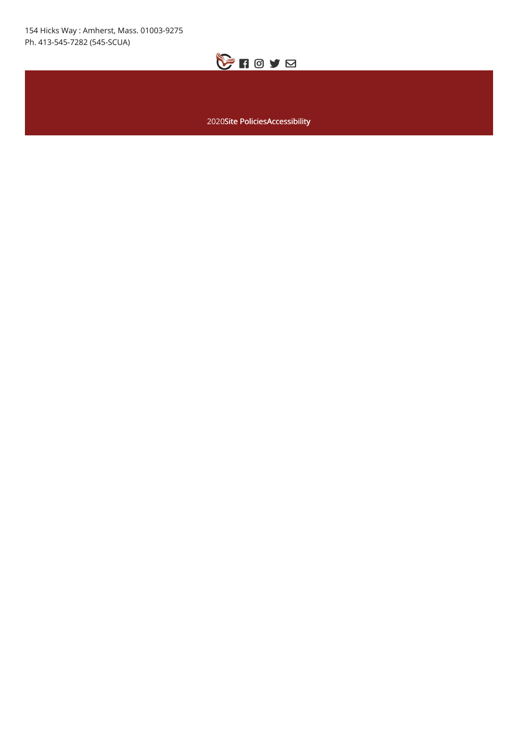154 Hicks Way : Amherst, Mass. 01003-9275
Ph. 413-545-7282 (545-SCUA)

2020Site PoliciesAccessibility